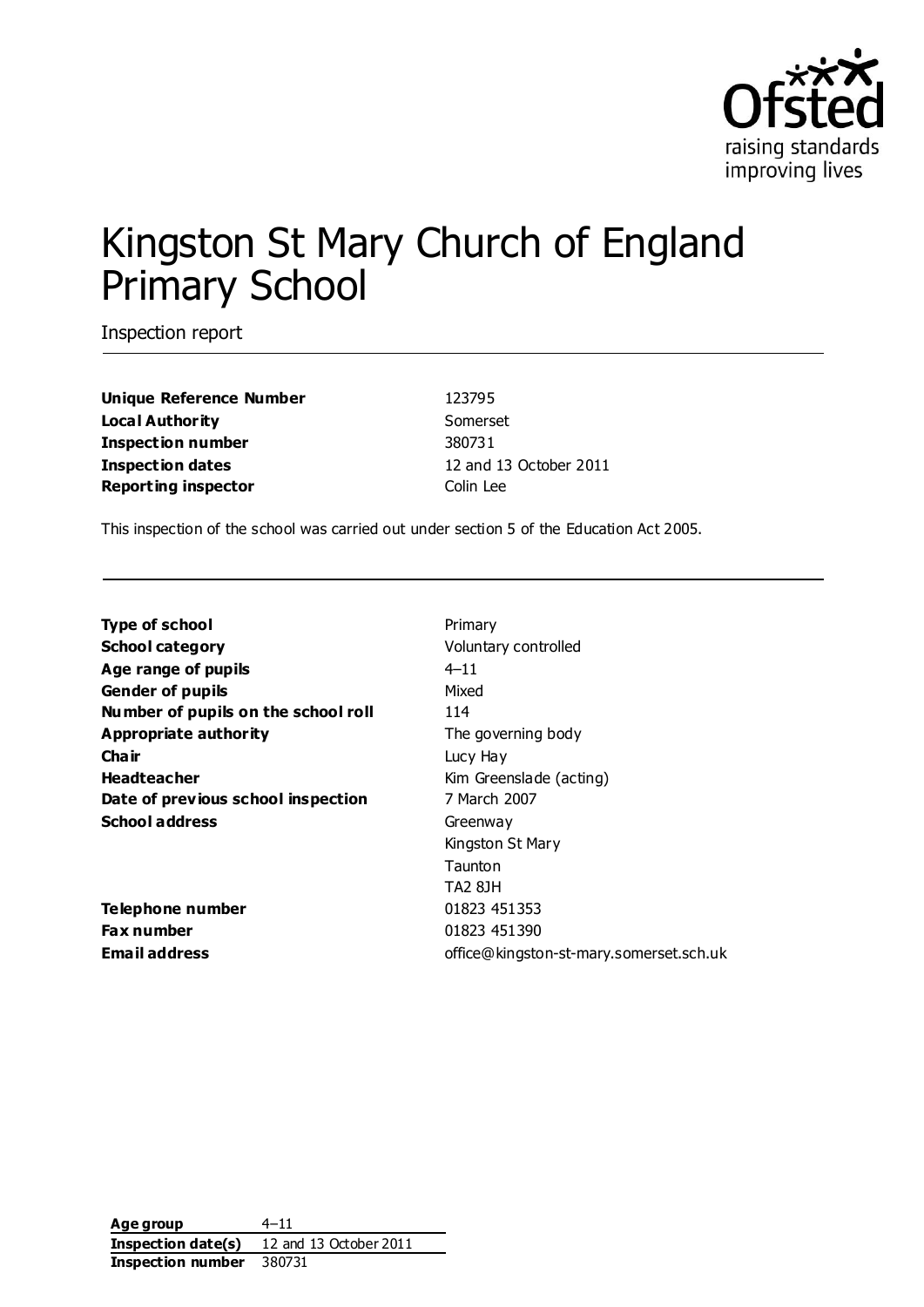# Kingston St Mary Church of England Primary School

Inspection report

| | |
|---|---|
| **Unique Reference Number** | 123795 |
| **Local Authority** | Somerset |
| **Inspection number** | 380731 |
| **Inspection dates** | 12 and 13 October 2011 |
| **Reporting inspector** | Colin Lee |

This inspection of the school was carried out under section 5 of the Education Act 2005.

| | |
|---|---|
| **Type of school** | Primary |
| **School category** | Voluntary controlled |
| **Age range of pupils** | 4–11 |
| **Gender of pupils** | Mixed |
| **Number of pupils on the school roll** | 114 |
| **Appropriate authority** | The governing body |
| **Chair** | Lucy Hay |
| **Headteacher** | Kim Greenslade (acting) |
| **Date of previous school inspection** | 7 March 2007 |
| **School address** | Greenway<br>Kingston St Mary<br>Taunton<br>TA2 8JH |
| **Telephone number** | 01823 451353 |
| **Fax number** | 01823 451390 |
| **Email address** | office@kingston-st-mary.somerset.sch.uk |

| | |
|---|---|
| **Age group** | 4–11 |
| **Inspection date(s)** | 12 and 13 October 2011 |
| **Inspection number** | 380731 |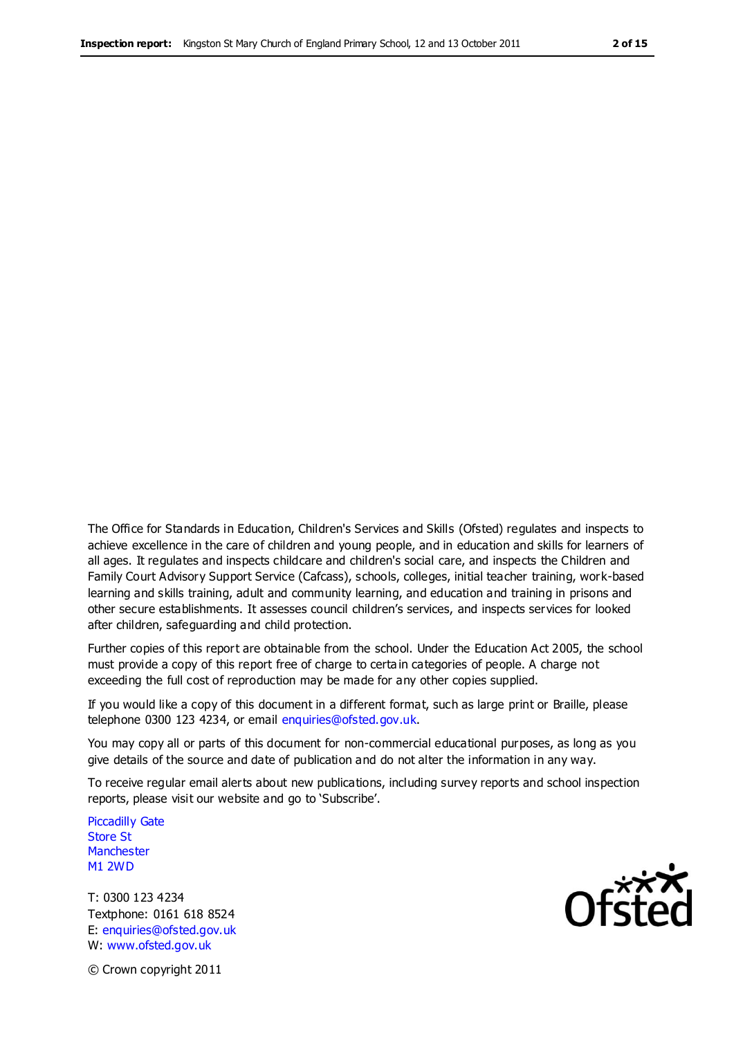The Office for Standards in Education, Children's Services and Skills (Ofsted) regulates and inspects to achieve excellence in the care of children and young people, and in education and skills for learners of all ages. It regulates and inspects childcare and children's social care, and inspects the Children and Family Court Advisory Support Service (Cafcass), schools, colleges, initial teacher training, work-based learning and skills training, adult and community learning, and education and training in prisons and other secure establishments. It assesses council children's services, and inspects services for looked after children, safeguarding and child protection.

Further copies of this report are obtainable from the school. Under the Education Act 2005, the school must provide a copy of this report free of charge to certain categories of people. A charge not exceeding the full cost of reproduction may be made for any other copies supplied.

If you would like a copy of this document in a different format, such as large print or Braille, please telephone 0300 123 4234, or email enquiries@ofsted.gov.uk.

You may copy all or parts of this document for non-commercial educational purposes, as long as you give details of the source and date of publication and do not alter the information in any way.

To receive regular email alerts about new publications, including survey reports and school inspection reports, please visit our website and go to 'Subscribe'.

Piccadilly Gate
Store St
Manchester
M1 2WD

T: 0300 123 4234
Textphone: 0161 618 8524
E: enquiries@ofsted.gov.uk
W: www.ofsted.gov.uk

© Crown copyright 2011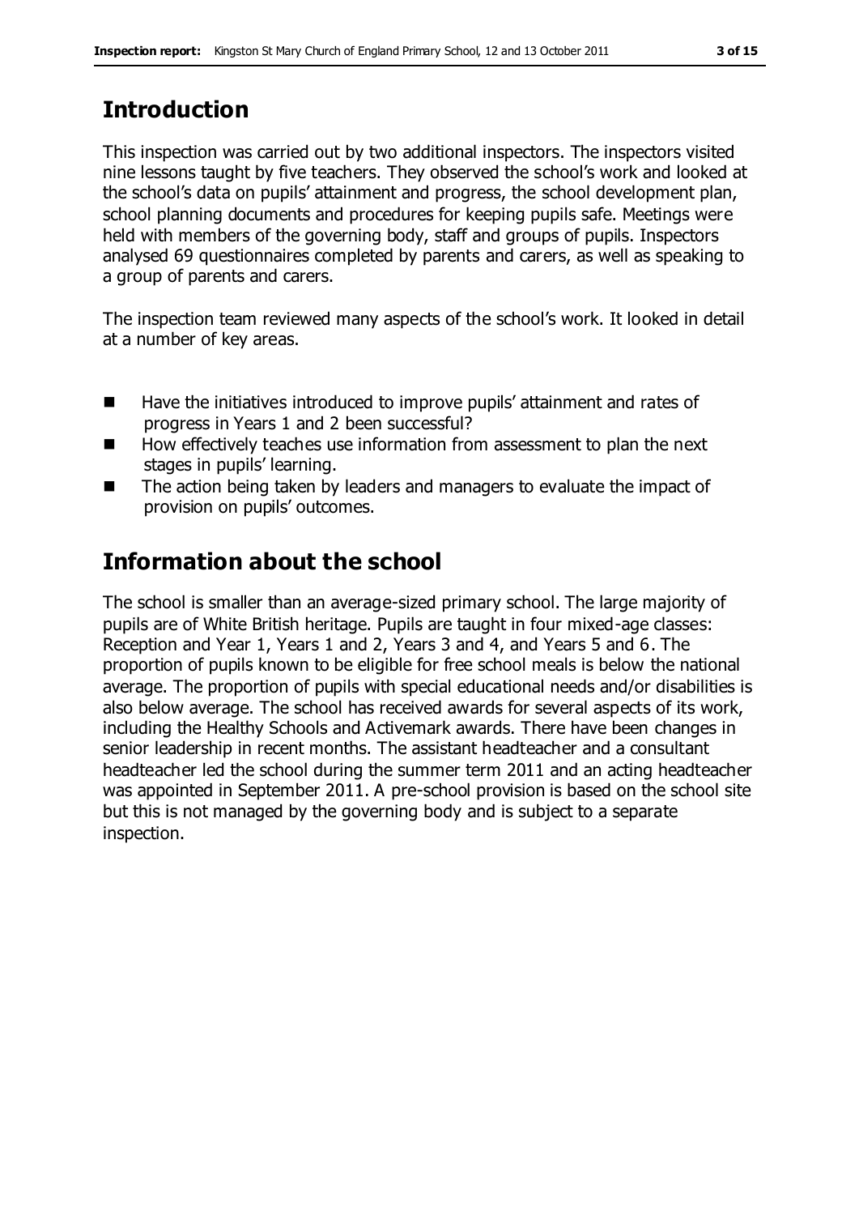## Introduction

This inspection was carried out by two additional inspectors. The inspectors visited nine lessons taught by five teachers. They observed the school's work and looked at the school's data on pupils' attainment and progress, the school development plan, school planning documents and procedures for keeping pupils safe. Meetings were held with members of the governing body, staff and groups of pupils. Inspectors analysed 69 questionnaires completed by parents and carers, as well as speaking to a group of parents and carers.

The inspection team reviewed many aspects of the school's work. It looked in detail at a number of key areas.

- Have the initiatives introduced to improve pupils' attainment and rates of progress in Years 1 and 2 been successful?
- How effectively teaches use information from assessment to plan the next stages in pupils' learning.
- The action being taken by leaders and managers to evaluate the impact of provision on pupils' outcomes.

## Information about the school

The school is smaller than an average-sized primary school. The large majority of pupils are of White British heritage. Pupils are taught in four mixed-age classes: Reception and Year 1, Years 1 and 2, Years 3 and 4, and Years 5 and 6. The proportion of pupils known to be eligible for free school meals is below the national average. The proportion of pupils with special educational needs and/or disabilities is also below average. The school has received awards for several aspects of its work, including the Healthy Schools and Activemark awards. There have been changes in senior leadership in recent months. The assistant headteacher and a consultant headteacher led the school during the summer term 2011 and an acting headteacher was appointed in September 2011. A pre-school provision is based on the school site but this is not managed by the governing body and is subject to a separate inspection.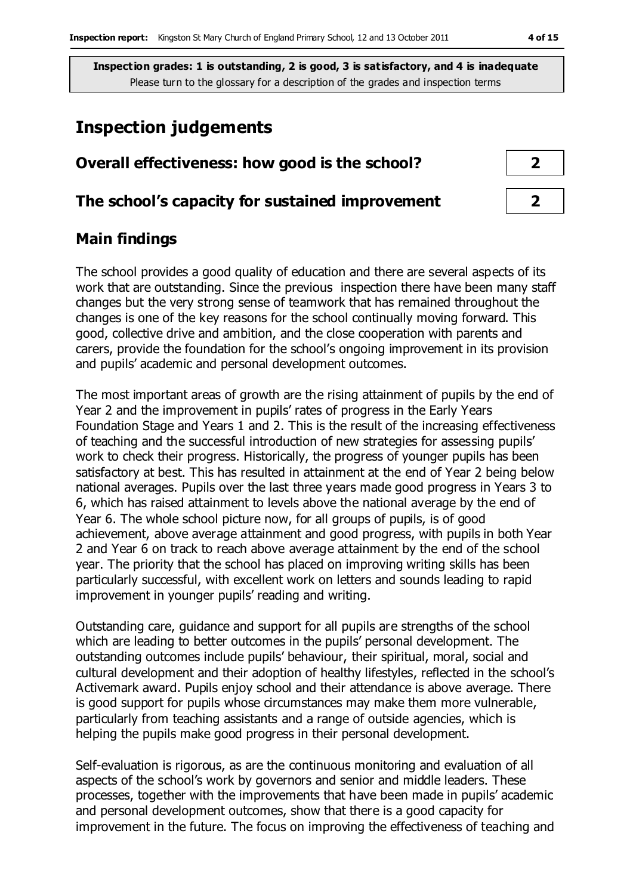**Inspection grades: 1 is outstanding, 2 is good, 3 is satisfactory, and 4 is inadequate**
Please turn to the glossary for a description of the grades and inspection terms

# Inspection judgements

| | |
|---|---|
| **Overall effectiveness: how good is the school?** | **2** |
| **The school's capacity for sustained improvement** | **2** |

## Main findings

The school provides a good quality of education and there are several aspects of its work that are outstanding. Since the previous inspection there have been many staff changes but the very strong sense of teamwork that has remained throughout the changes is one of the key reasons for the school continually moving forward. This good, collective drive and ambition, and the close cooperation with parents and carers, provide the foundation for the school's ongoing improvement in its provision and pupils' academic and personal development outcomes.

The most important areas of growth are the rising attainment of pupils by the end of Year 2 and the improvement in pupils' rates of progress in the Early Years Foundation Stage and Years 1 and 2. This is the result of the increasing effectiveness of teaching and the successful introduction of new strategies for assessing pupils' work to check their progress. Historically, the progress of younger pupils has been satisfactory at best. This has resulted in attainment at the end of Year 2 being below national averages. Pupils over the last three years made good progress in Years 3 to 6, which has raised attainment to levels above the national average by the end of Year 6. The whole school picture now, for all groups of pupils, is of good achievement, above average attainment and good progress, with pupils in both Year 2 and Year 6 on track to reach above average attainment by the end of the school year. The priority that the school has placed on improving writing skills has been particularly successful, with excellent work on letters and sounds leading to rapid improvement in younger pupils' reading and writing.

Outstanding care, guidance and support for all pupils are strengths of the school which are leading to better outcomes in the pupils' personal development. The outstanding outcomes include pupils' behaviour, their spiritual, moral, social and cultural development and their adoption of healthy lifestyles, reflected in the school's Activemark award. Pupils enjoy school and their attendance is above average. There is good support for pupils whose circumstances may make them more vulnerable, particularly from teaching assistants and a range of outside agencies, which is helping the pupils make good progress in their personal development.

Self-evaluation is rigorous, as are the continuous monitoring and evaluation of all aspects of the school's work by governors and senior and middle leaders. These processes, together with the improvements that have been made in pupils' academic and personal development outcomes, show that there is a good capacity for improvement in the future. The focus on improving the effectiveness of teaching and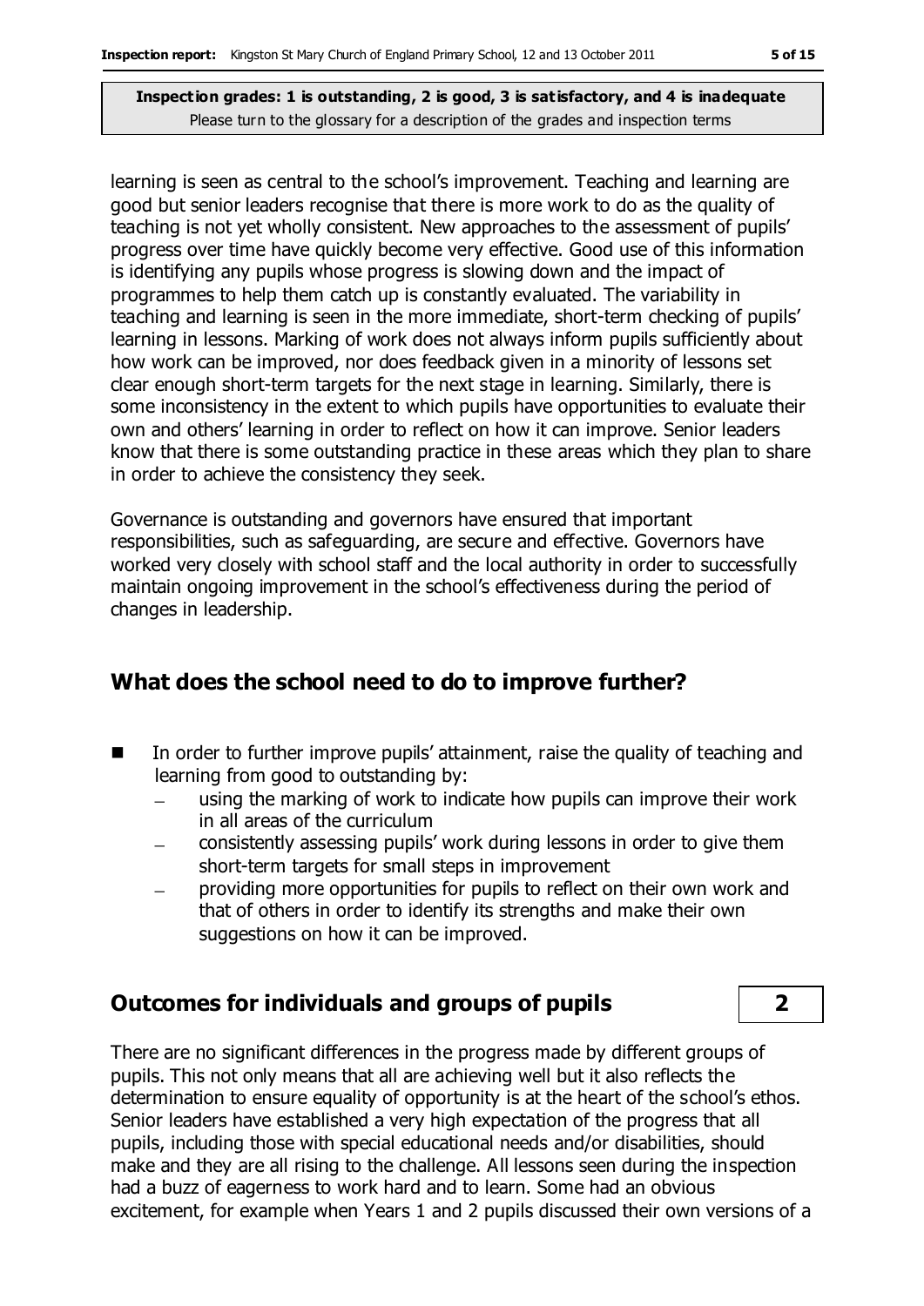learning is seen as central to the school's improvement. Teaching and learning are good but senior leaders recognise that there is more work to do as the quality of teaching is not yet wholly consistent. New approaches to the assessment of pupils' progress over time have quickly become very effective. Good use of this information is identifying any pupils whose progress is slowing down and the impact of programmes to help them catch up is constantly evaluated. The variability in teaching and learning is seen in the more immediate, short-term checking of pupils' learning in lessons. Marking of work does not always inform pupils sufficiently about how work can be improved, nor does feedback given in a minority of lessons set clear enough short-term targets for the next stage in learning. Similarly, there is some inconsistency in the extent to which pupils have opportunities to evaluate their own and others' learning in order to reflect on how it can improve. Senior leaders know that there is some outstanding practice in these areas which they plan to share in order to achieve the consistency they seek.

Governance is outstanding and governors have ensured that important responsibilities, such as safeguarding, are secure and effective. Governors have worked very closely with school staff and the local authority in order to successfully maintain ongoing improvement in the school's effectiveness during the period of changes in leadership.

## What does the school need to do to improve further?

- In order to further improve pupils' attainment, raise the quality of teaching and learning from good to outstanding by:
  - using the marking of work to indicate how pupils can improve their work in all areas of the curriculum
  - consistently assessing pupils' work during lessons in order to give them short-term targets for small steps in improvement
  - providing more opportunities for pupils to reflect on their own work and that of others in order to identify its strengths and make their own suggestions on how it can be improved.

## Outcomes for individuals and groups of pupils — 2

There are no significant differences in the progress made by different groups of pupils. This not only means that all are achieving well but it also reflects the determination to ensure equality of opportunity is at the heart of the school's ethos. Senior leaders have established a very high expectation of the progress that all pupils, including those with special educational needs and/or disabilities, should make and they are all rising to the challenge. All lessons seen during the inspection had a buzz of eagerness to work hard and to learn. Some had an obvious excitement, for example when Years 1 and 2 pupils discussed their own versions of a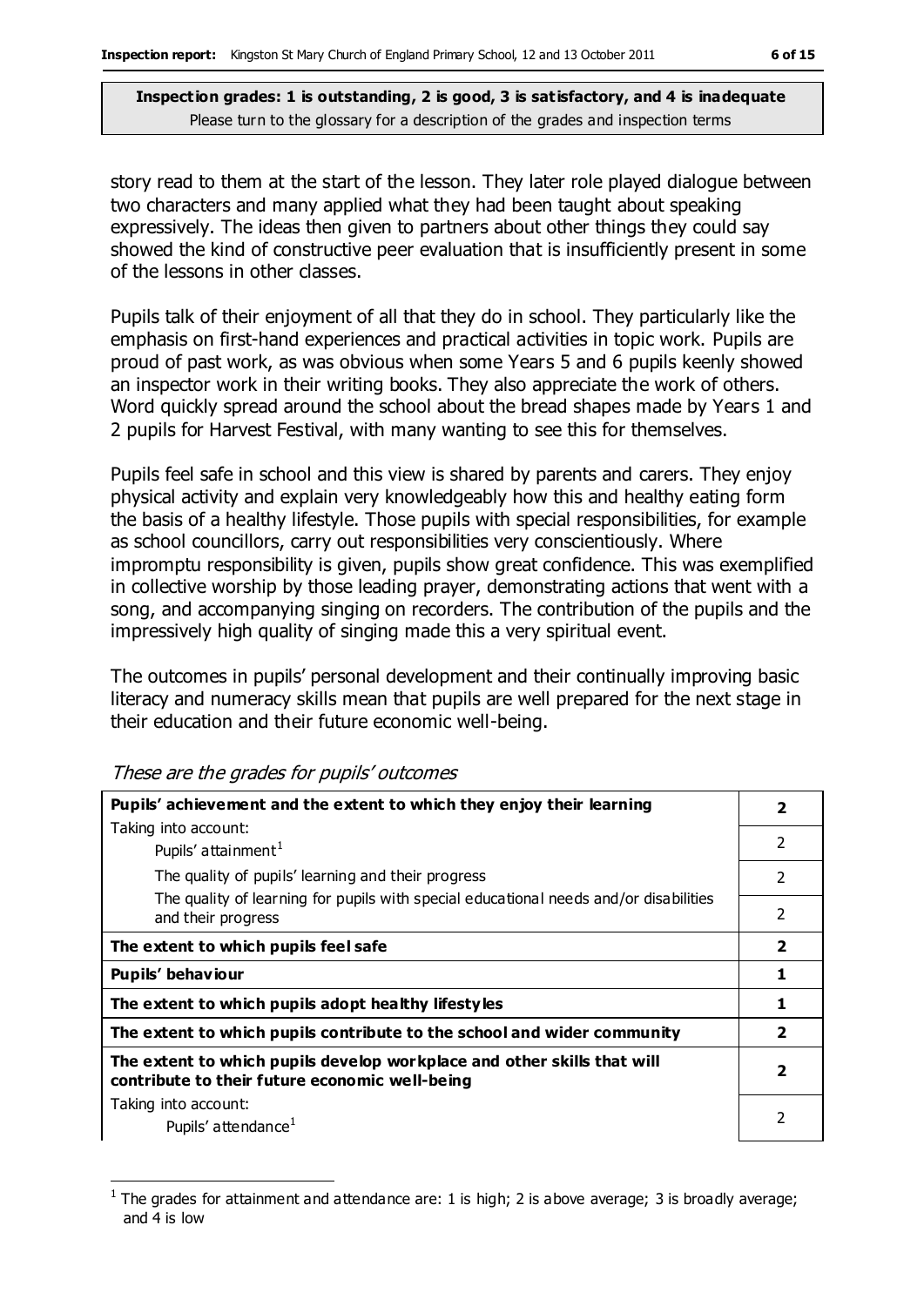**Inspection grades: 1 is outstanding, 2 is good, 3 is satisfactory, and 4 is inadequate**
Please turn to the glossary for a description of the grades and inspection terms

story read to them at the start of the lesson. They later role played dialogue between two characters and many applied what they had been taught about speaking expressively. The ideas then given to partners about other things they could say showed the kind of constructive peer evaluation that is insufficiently present in some of the lessons in other classes.

Pupils talk of their enjoyment of all that they do in school. They particularly like the emphasis on first-hand experiences and practical activities in topic work. Pupils are proud of past work, as was obvious when some Years 5 and 6 pupils keenly showed an inspector work in their writing books. They also appreciate the work of others. Word quickly spread around the school about the bread shapes made by Years 1 and 2 pupils for Harvest Festival, with many wanting to see this for themselves.

Pupils feel safe in school and this view is shared by parents and carers. They enjoy physical activity and explain very knowledgeably how this and healthy eating form the basis of a healthy lifestyle. Those pupils with special responsibilities, for example as school councillors, carry out responsibilities very conscientiously. Where impromptu responsibility is given, pupils show great confidence. This was exemplified in collective worship by those leading prayer, demonstrating actions that went with a song, and accompanying singing on recorders. The contribution of the pupils and the impressively high quality of singing made this a very spiritual event.

The outcomes in pupils' personal development and their continually improving basic literacy and numeracy skills mean that pupils are well prepared for the next stage in their education and their future economic well-being.

*These are the grades for pupils' outcomes*

| | |
|---|---|
| **Pupils' achievement and the extent to which they enjoy their learning** | **2** |
| Taking into account: Pupils' attainment[1] | 2 |
| The quality of pupils' learning and their progress | 2 |
| The quality of learning for pupils with special educational needs and/or disabilities and their progress | 2 |
| **The extent to which pupils feel safe** | **2** |
| **Pupils' behaviour** | **1** |
| **The extent to which pupils adopt healthy lifestyles** | **1** |
| **The extent to which pupils contribute to the school and wider community** | **2** |
| **The extent to which pupils develop workplace and other skills that will contribute to their future economic well-being** | **2** |
| Taking into account: Pupils' attendance[1] | 2 |

[1] The grades for attainment and attendance are: 1 is high; 2 is above average; 3 is broadly average; and 4 is low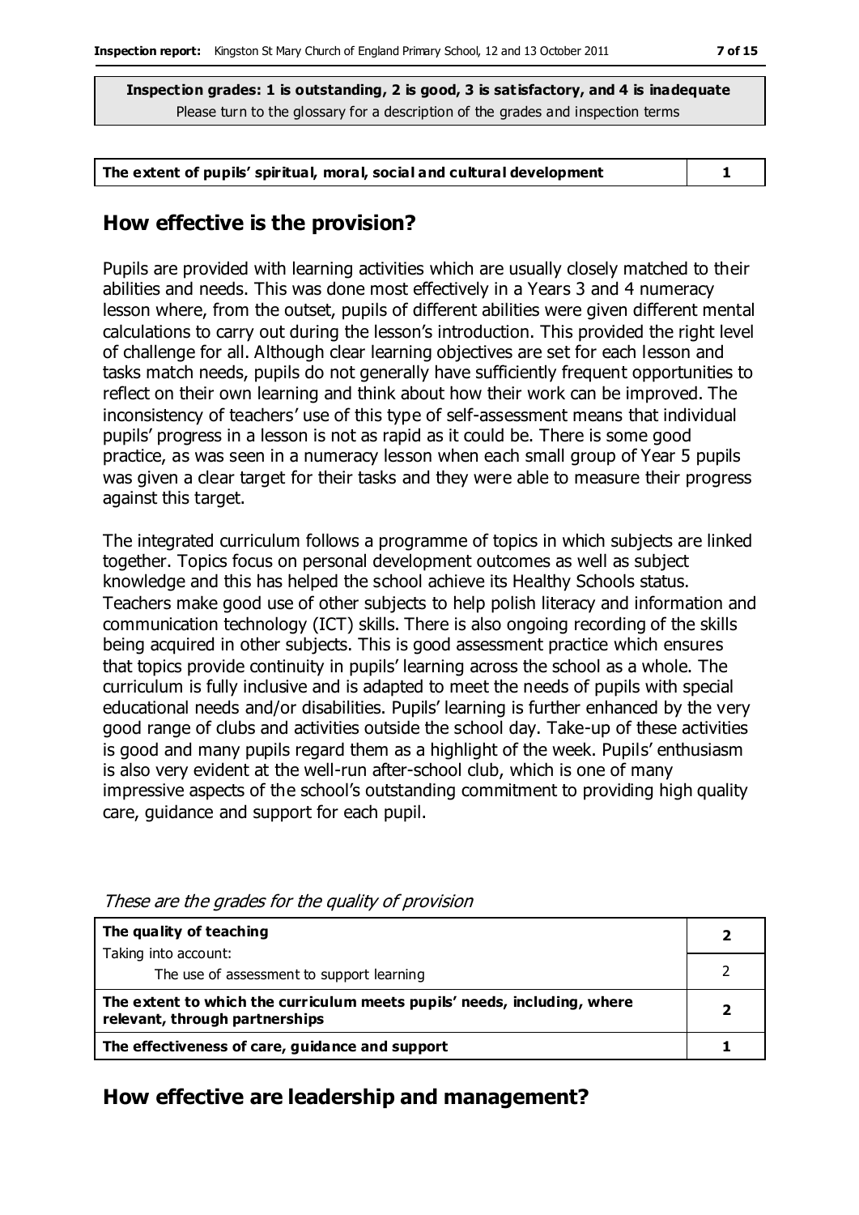**Inspection grades: 1 is outstanding, 2 is good, 3 is satisfactory, and 4 is inadequate**
Please turn to the glossary for a description of the grades and inspection terms

| The extent of pupils' spiritual, moral, social and cultural development | 1 |
|---|---|

## How effective is the provision?

Pupils are provided with learning activities which are usually closely matched to their abilities and needs. This was done most effectively in a Years 3 and 4 numeracy lesson where, from the outset, pupils of different abilities were given different mental calculations to carry out during the lesson's introduction. This provided the right level of challenge for all. Although clear learning objectives are set for each lesson and tasks match needs, pupils do not generally have sufficiently frequent opportunities to reflect on their own learning and think about how their work can be improved. The inconsistency of teachers' use of this type of self-assessment means that individual pupils' progress in a lesson is not as rapid as it could be. There is some good practice, as was seen in a numeracy lesson when each small group of Year 5 pupils was given a clear target for their tasks and they were able to measure their progress against this target.

The integrated curriculum follows a programme of topics in which subjects are linked together. Topics focus on personal development outcomes as well as subject knowledge and this has helped the school achieve its Healthy Schools status. Teachers make good use of other subjects to help polish literacy and information and communication technology (ICT) skills. There is also ongoing recording of the skills being acquired in other subjects. This is good assessment practice which ensures that topics provide continuity in pupils' learning across the school as a whole. The curriculum is fully inclusive and is adapted to meet the needs of pupils with special educational needs and/or disabilities. Pupils' learning is further enhanced by the very good range of clubs and activities outside the school day. Take-up of these activities is good and many pupils regard them as a highlight of the week. Pupils' enthusiasm is also very evident at the well-run after-school club, which is one of many impressive aspects of the school's outstanding commitment to providing high quality care, guidance and support for each pupil.

*These are the grades for the quality of provision*

| | |
|---|---|
| **The quality of teaching** | **2** |
| Taking into account: The use of assessment to support learning | 2 |
| **The extent to which the curriculum meets pupils' needs, including, where relevant, through partnerships** | **2** |
| **The effectiveness of care, guidance and support** | **1** |

## How effective are leadership and management?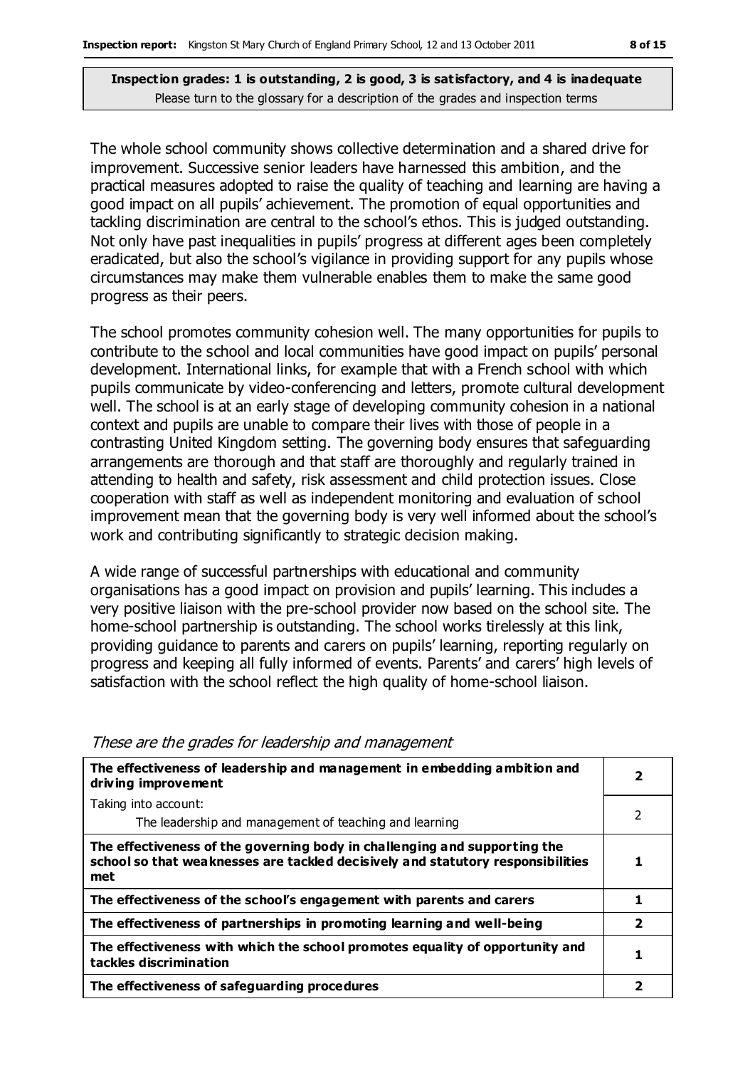**Inspection grades: 1 is outstanding, 2 is good, 3 is satisfactory, and 4 is inadequate**
Please turn to the glossary for a description of the grades and inspection terms

The whole school community shows collective determination and a shared drive for improvement. Successive senior leaders have harnessed this ambition, and the practical measures adopted to raise the quality of teaching and learning are having a good impact on all pupils' achievement. The promotion of equal opportunities and tackling discrimination are central to the school's ethos. This is judged outstanding. Not only have past inequalities in pupils' progress at different ages been completely eradicated, but also the school's vigilance in providing support for any pupils whose circumstances may make them vulnerable enables them to make the same good progress as their peers.

The school promotes community cohesion well. The many opportunities for pupils to contribute to the school and local communities have good impact on pupils' personal development. International links, for example that with a French school with which pupils communicate by video-conferencing and letters, promote cultural development well. The school is at an early stage of developing community cohesion in a national context and pupils are unable to compare their lives with those of people in a contrasting United Kingdom setting. The governing body ensures that safeguarding arrangements are thorough and that staff are thoroughly and regularly trained in attending to health and safety, risk assessment and child protection issues. Close cooperation with staff as well as independent monitoring and evaluation of school improvement mean that the governing body is very well informed about the school's work and contributing significantly to strategic decision making.

A wide range of successful partnerships with educational and community organisations has a good impact on provision and pupils' learning. This includes a very positive liaison with the pre-school provider now based on the school site. The home-school partnership is outstanding. The school works tirelessly at this link, providing guidance to parents and carers on pupils' learning, reporting regularly on progress and keeping all fully informed of events. Parents' and carers' high levels of satisfaction with the school reflect the high quality of home-school liaison.

*These are the grades for leadership and management*

| | |
|---|---|
| **The effectiveness of leadership and management in embedding ambition and driving improvement** | **2** |
| Taking into account:<br>The leadership and management of teaching and learning | 2 |
| **The effectiveness of the governing body in challenging and supporting the school so that weaknesses are tackled decisively and statutory responsibilities met** | **1** |
| **The effectiveness of the school's engagement with parents and carers** | **1** |
| **The effectiveness of partnerships in promoting learning and well-being** | **2** |
| **The effectiveness with which the school promotes equality of opportunity and tackles discrimination** | **1** |
| **The effectiveness of safeguarding procedures** | **2** |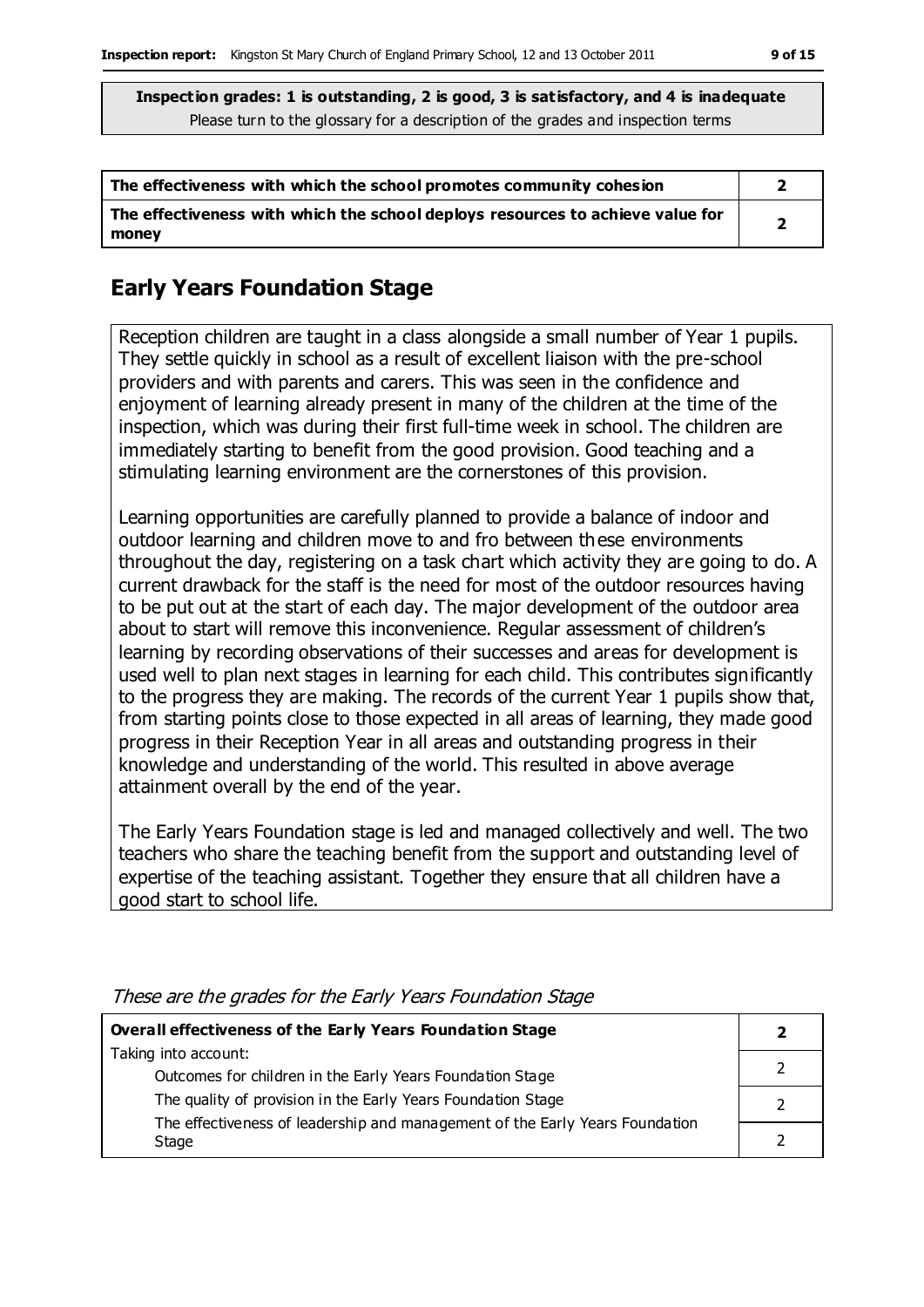**Inspection grades: 1 is outstanding, 2 is good, 3 is satisfactory, and 4 is inadequate**
Please turn to the glossary for a description of the grades and inspection terms

| | |
|---|---|
| **The effectiveness with which the school promotes community cohesion** | **2** |
| **The effectiveness with which the school deploys resources to achieve value for money** | **2** |

## Early Years Foundation Stage

Reception children are taught in a class alongside a small number of Year 1 pupils. They settle quickly in school as a result of excellent liaison with the pre-school providers and with parents and carers. This was seen in the confidence and enjoyment of learning already present in many of the children at the time of the inspection, which was during their first full-time week in school. The children are immediately starting to benefit from the good provision. Good teaching and a stimulating learning environment are the cornerstones of this provision.

Learning opportunities are carefully planned to provide a balance of indoor and outdoor learning and children move to and fro between these environments throughout the day, registering on a task chart which activity they are going to do. A current drawback for the staff is the need for most of the outdoor resources having to be put out at the start of each day. The major development of the outdoor area about to start will remove this inconvenience. Regular assessment of children's learning by recording observations of their successes and areas for development is used well to plan next stages in learning for each child. This contributes significantly to the progress they are making. The records of the current Year 1 pupils show that, from starting points close to those expected in all areas of learning, they made good progress in their Reception Year in all areas and outstanding progress in their knowledge and understanding of the world. This resulted in above average attainment overall by the end of the year.

The Early Years Foundation stage is led and managed collectively and well. The two teachers who share the teaching benefit from the support and outstanding level of expertise of the teaching assistant. Together they ensure that all children have a good start to school life.

*These are the grades for the Early Years Foundation Stage*

| | |
|---|---|
| **Overall effectiveness of the Early Years Foundation Stage** | **2** |
| Taking into account: Outcomes for children in the Early Years Foundation Stage | 2 |
| The quality of provision in the Early Years Foundation Stage | 2 |
| The effectiveness of leadership and management of the Early Years Foundation Stage | 2 |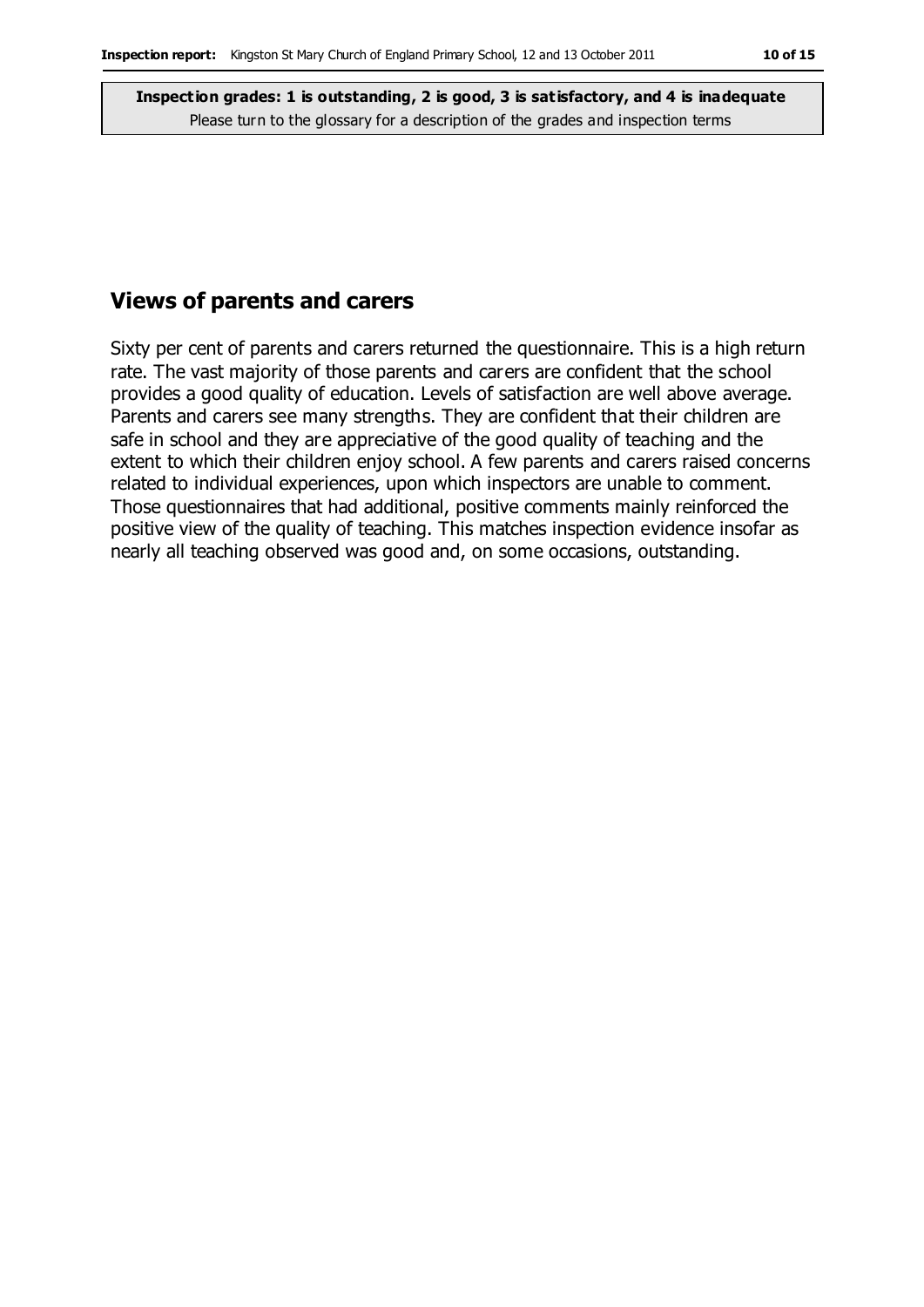## Views of parents and carers

Sixty per cent of parents and carers returned the questionnaire. This is a high return rate. The vast majority of those parents and carers are confident that the school provides a good quality of education. Levels of satisfaction are well above average. Parents and carers see many strengths. They are confident that their children are safe in school and they are appreciative of the good quality of teaching and the extent to which their children enjoy school. A few parents and carers raised concerns related to individual experiences, upon which inspectors are unable to comment. Those questionnaires that had additional, positive comments mainly reinforced the positive view of the quality of teaching. This matches inspection evidence insofar as nearly all teaching observed was good and, on some occasions, outstanding.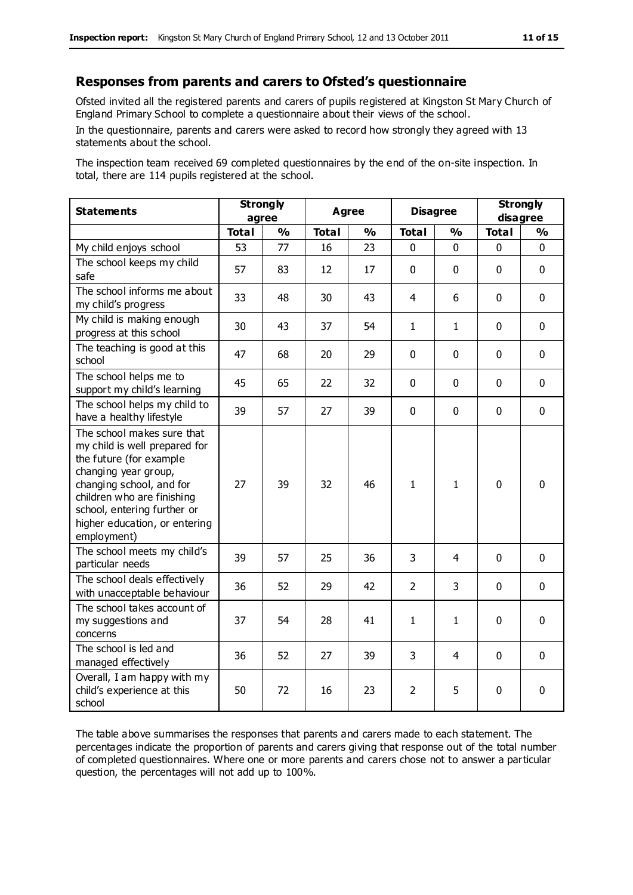## Responses from parents and carers to Ofsted's questionnaire

Ofsted invited all the registered parents and carers of pupils registered at Kingston St Mary Church of England Primary School to complete a questionnaire about their views of the school.

In the questionnaire, parents and carers were asked to record how strongly they agreed with 13 statements about the school.

The inspection team received 69 completed questionnaires by the end of the on-site inspection. In total, there are 114 pupils registered at the school.

| Statements | Strongly agree | | Agree | | Disagree | | Strongly disagree | |
|---|---|---|---|---|---|---|---|---|
| | Total | % | Total | % | Total | % | Total | % |
| My child enjoys school | 53 | 77 | 16 | 23 | 0 | 0 | 0 | 0 |
| The school keeps my child safe | 57 | 83 | 12 | 17 | 0 | 0 | 0 | 0 |
| The school informs me about my child's progress | 33 | 48 | 30 | 43 | 4 | 6 | 0 | 0 |
| My child is making enough progress at this school | 30 | 43 | 37 | 54 | 1 | 1 | 0 | 0 |
| The teaching is good at this school | 47 | 68 | 20 | 29 | 0 | 0 | 0 | 0 |
| The school helps me to support my child's learning | 45 | 65 | 22 | 32 | 0 | 0 | 0 | 0 |
| The school helps my child to have a healthy lifestyle | 39 | 57 | 27 | 39 | 0 | 0 | 0 | 0 |
| The school makes sure that my child is well prepared for the future (for example changing year group, changing school, and for children who are finishing school, entering further or higher education, or entering employment) | 27 | 39 | 32 | 46 | 1 | 1 | 0 | 0 |
| The school meets my child's particular needs | 39 | 57 | 25 | 36 | 3 | 4 | 0 | 0 |
| The school deals effectively with unacceptable behaviour | 36 | 52 | 29 | 42 | 2 | 3 | 0 | 0 |
| The school takes account of my suggestions and concerns | 37 | 54 | 28 | 41 | 1 | 1 | 0 | 0 |
| The school is led and managed effectively | 36 | 52 | 27 | 39 | 3 | 4 | 0 | 0 |
| Overall, I am happy with my child's experience at this school | 50 | 72 | 16 | 23 | 2 | 5 | 0 | 0 |

The table above summarises the responses that parents and carers made to each statement. The percentages indicate the proportion of parents and carers giving that response out of the total number of completed questionnaires. Where one or more parents and carers chose not to answer a particular question, the percentages will not add up to 100%.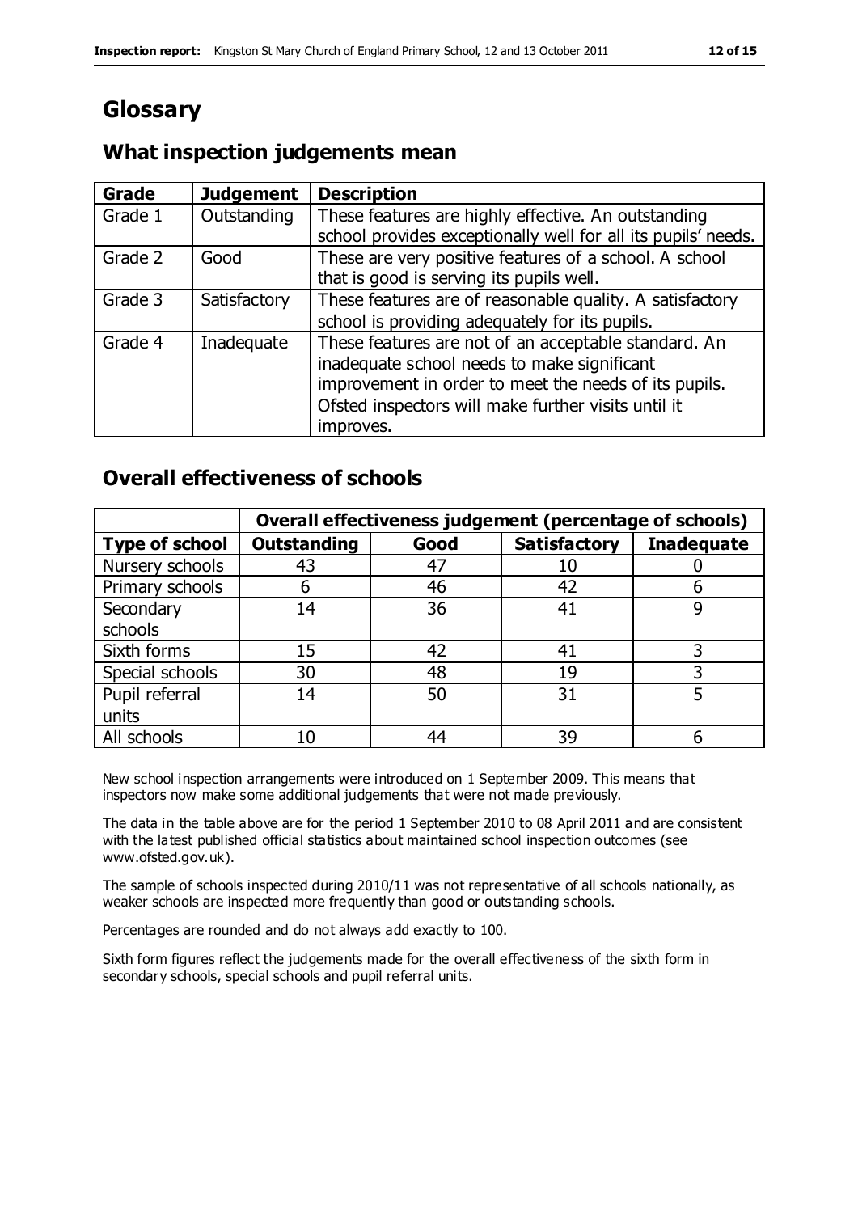# Glossary

## What inspection judgements mean

| Grade | Judgement | Description |
|---|---|---|
| Grade 1 | Outstanding | These features are highly effective. An outstanding school provides exceptionally well for all its pupils' needs. |
| Grade 2 | Good | These are very positive features of a school. A school that is good is serving its pupils well. |
| Grade 3 | Satisfactory | These features are of reasonable quality. A satisfactory school is providing adequately for its pupils. |
| Grade 4 | Inadequate | These features are not of an acceptable standard. An inadequate school needs to make significant improvement in order to meet the needs of its pupils. Ofsted inspectors will make further visits until it improves. |

## Overall effectiveness of schools

| | Overall effectiveness judgement (percentage of schools) | | | |
|---|---|---|---|---|
| **Type of school** | **Outstanding** | **Good** | **Satisfactory** | **Inadequate** |
| Nursery schools | 43 | 47 | 10 | 0 |
| Primary schools | 6 | 46 | 42 | 6 |
| Secondary schools | 14 | 36 | 41 | 9 |
| Sixth forms | 15 | 42 | 41 | 3 |
| Special schools | 30 | 48 | 19 | 3 |
| Pupil referral units | 14 | 50 | 31 | 5 |
| All schools | 10 | 44 | 39 | 6 |

New school inspection arrangements were introduced on 1 September 2009. This means that inspectors now make some additional judgements that were not made previously.

The data in the table above are for the period 1 September 2010 to 08 April 2011 and are consistent with the latest published official statistics about maintained school inspection outcomes (see www.ofsted.gov.uk).

The sample of schools inspected during 2010/11 was not representative of all schools nationally, as weaker schools are inspected more frequently than good or outstanding schools.

Percentages are rounded and do not always add exactly to 100.

Sixth form figures reflect the judgements made for the overall effectiveness of the sixth form in secondary schools, special schools and pupil referral units.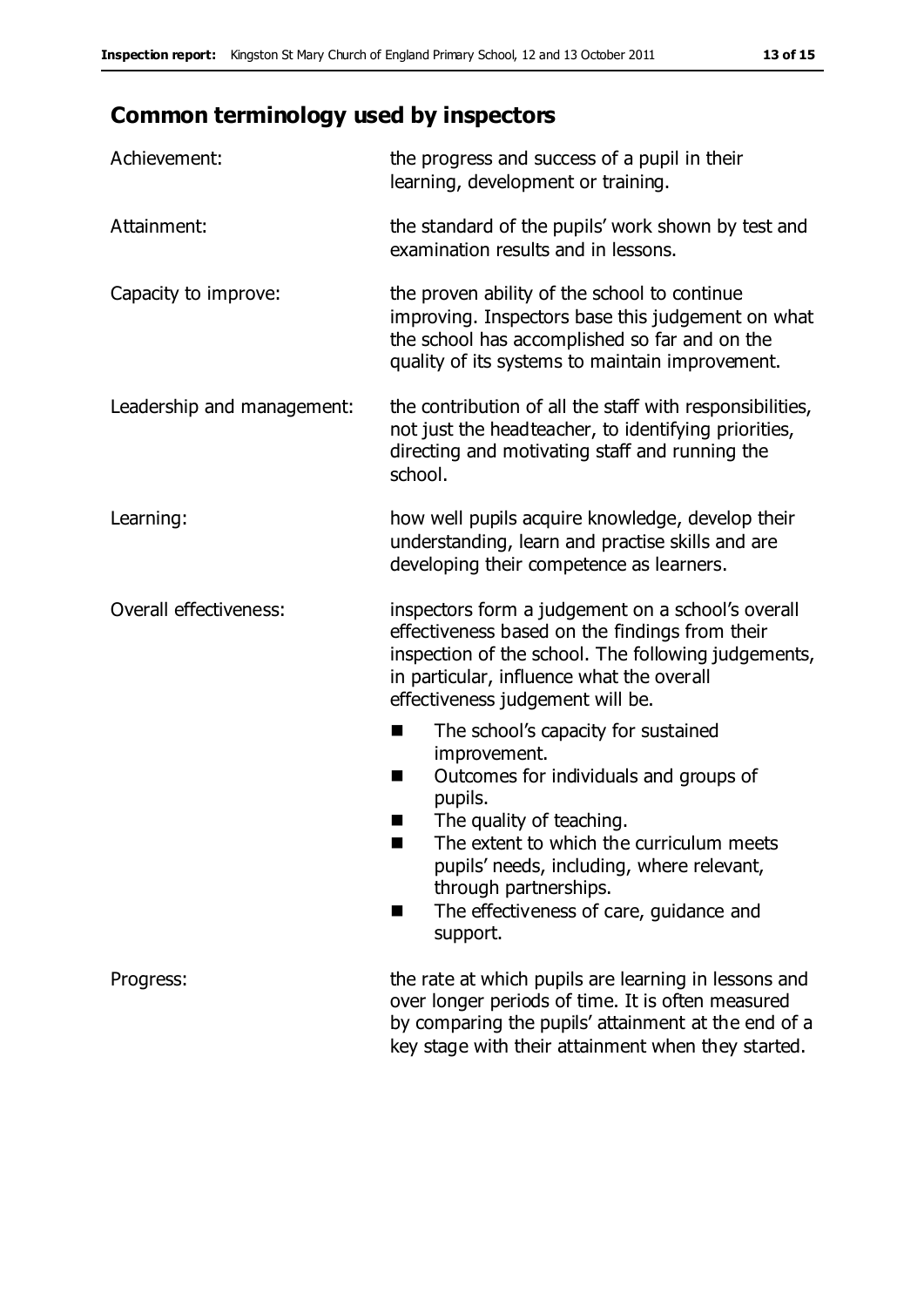## Common terminology used by inspectors

| | |
|---|---|
| Achievement: | the progress and success of a pupil in their learning, development or training. |
| Attainment: | the standard of the pupils' work shown by test and examination results and in lessons. |
| Capacity to improve: | the proven ability of the school to continue improving. Inspectors base this judgement on what the school has accomplished so far and on the quality of its systems to maintain improvement. |
| Leadership and management: | the contribution of all the staff with responsibilities, not just the headteacher, to identifying priorities, directing and motivating staff and running the school. |
| Learning: | how well pupils acquire knowledge, develop their understanding, learn and practise skills and are developing their competence as learners. |
| Overall effectiveness: | inspectors form a judgement on a school's overall effectiveness based on the findings from their inspection of the school. The following judgements, in particular, influence what the overall effectiveness judgement will be. <br>■ The school's capacity for sustained improvement. <br>■ Outcomes for individuals and groups of pupils. <br>■ The quality of teaching. <br>■ The extent to which the curriculum meets pupils' needs, including, where relevant, through partnerships. <br>■ The effectiveness of care, guidance and support. |
| Progress: | the rate at which pupils are learning in lessons and over longer periods of time. It is often measured by comparing the pupils' attainment at the end of a key stage with their attainment when they started. |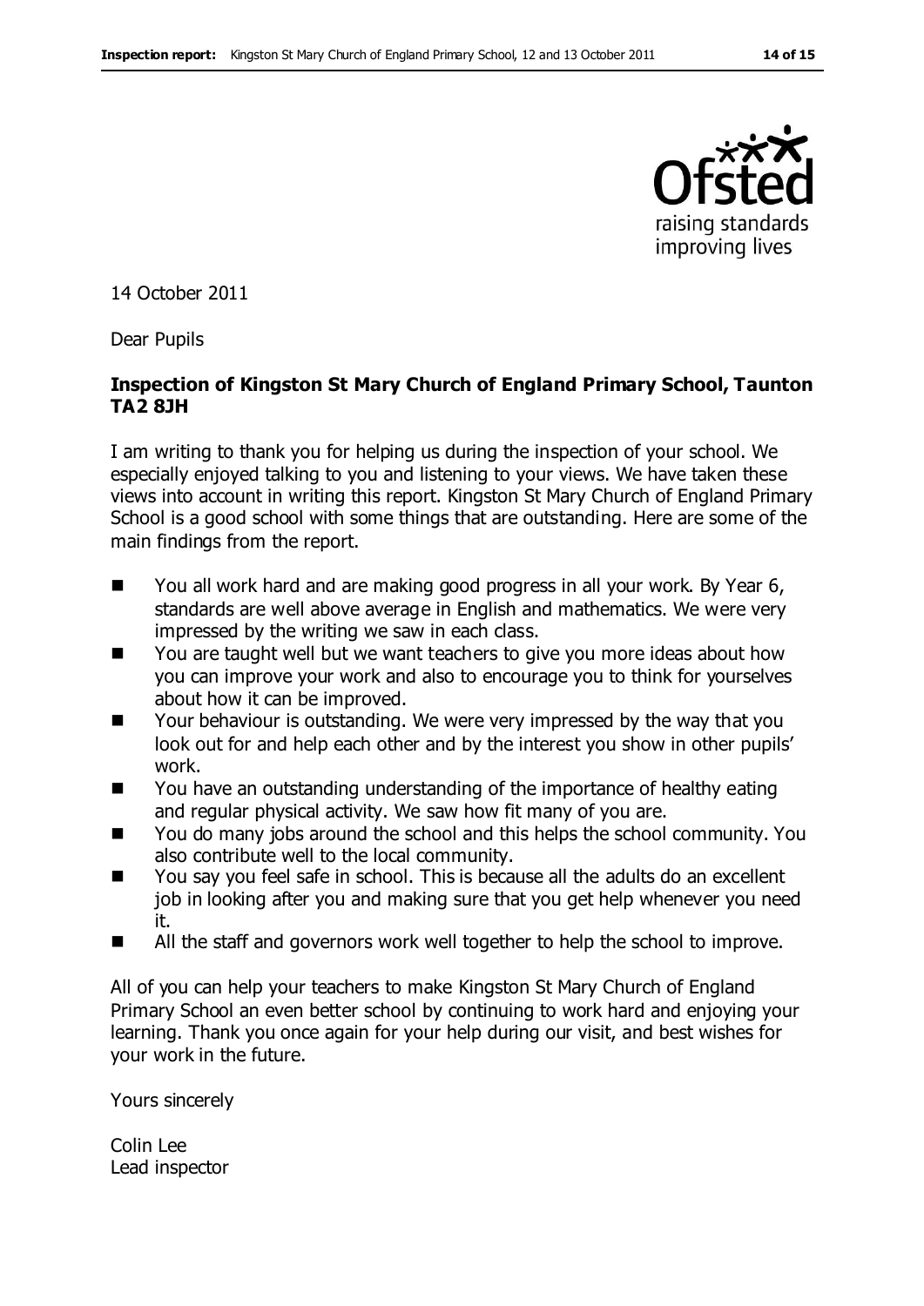14 October 2011

Dear Pupils

**Inspection of Kingston St Mary Church of England Primary School, Taunton TA2 8JH**

I am writing to thank you for helping us during the inspection of your school. We especially enjoyed talking to you and listening to your views. We have taken these views into account in writing this report. Kingston St Mary Church of England Primary School is a good school with some things that are outstanding. Here are some of the main findings from the report.

- You all work hard and are making good progress in all your work. By Year 6, standards are well above average in English and mathematics. We were very impressed by the writing we saw in each class.
- You are taught well but we want teachers to give you more ideas about how you can improve your work and also to encourage you to think for yourselves about how it can be improved.
- Your behaviour is outstanding. We were very impressed by the way that you look out for and help each other and by the interest you show in other pupils' work.
- You have an outstanding understanding of the importance of healthy eating and regular physical activity. We saw how fit many of you are.
- You do many jobs around the school and this helps the school community. You also contribute well to the local community.
- You say you feel safe in school. This is because all the adults do an excellent job in looking after you and making sure that you get help whenever you need it.
- All the staff and governors work well together to help the school to improve.

All of you can help your teachers to make Kingston St Mary Church of England Primary School an even better school by continuing to work hard and enjoying your learning. Thank you once again for your help during our visit, and best wishes for your work in the future.

Yours sincerely

Colin Lee
Lead inspector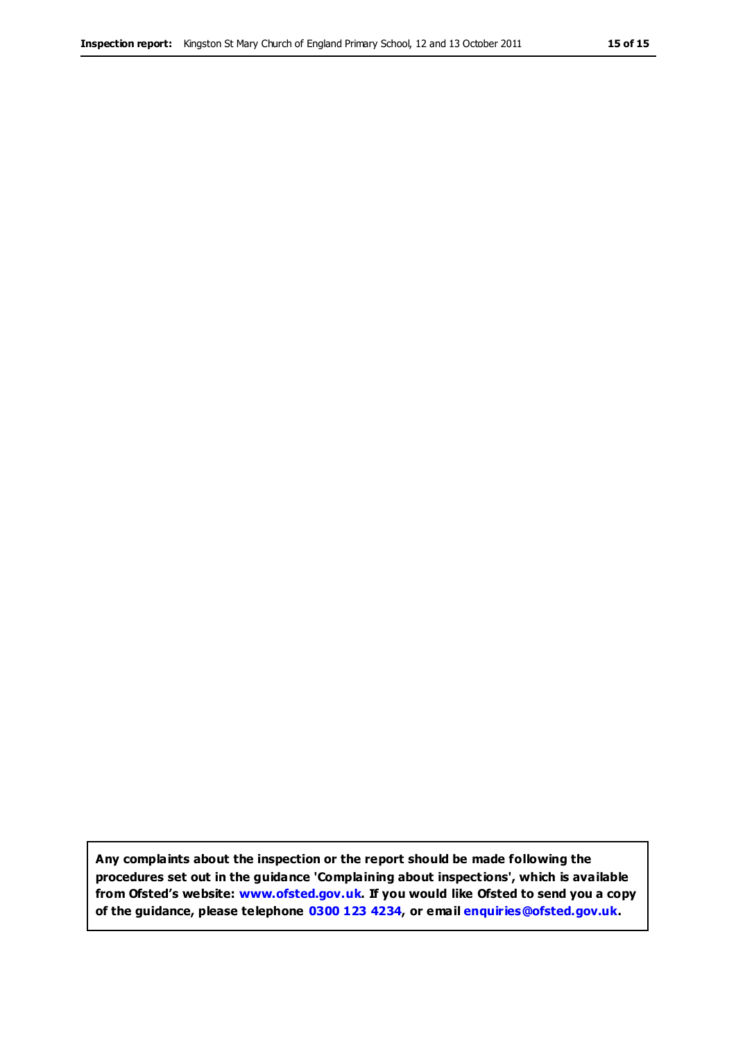**Any complaints about the inspection or the report should be made following the procedures set out in the guidance 'Complaining about inspections', which is available from Ofsted's website: www.ofsted.gov.uk. If you would like Ofsted to send you a copy of the guidance, please telephone 0300 123 4234, or email enquiries@ofsted.gov.uk.**